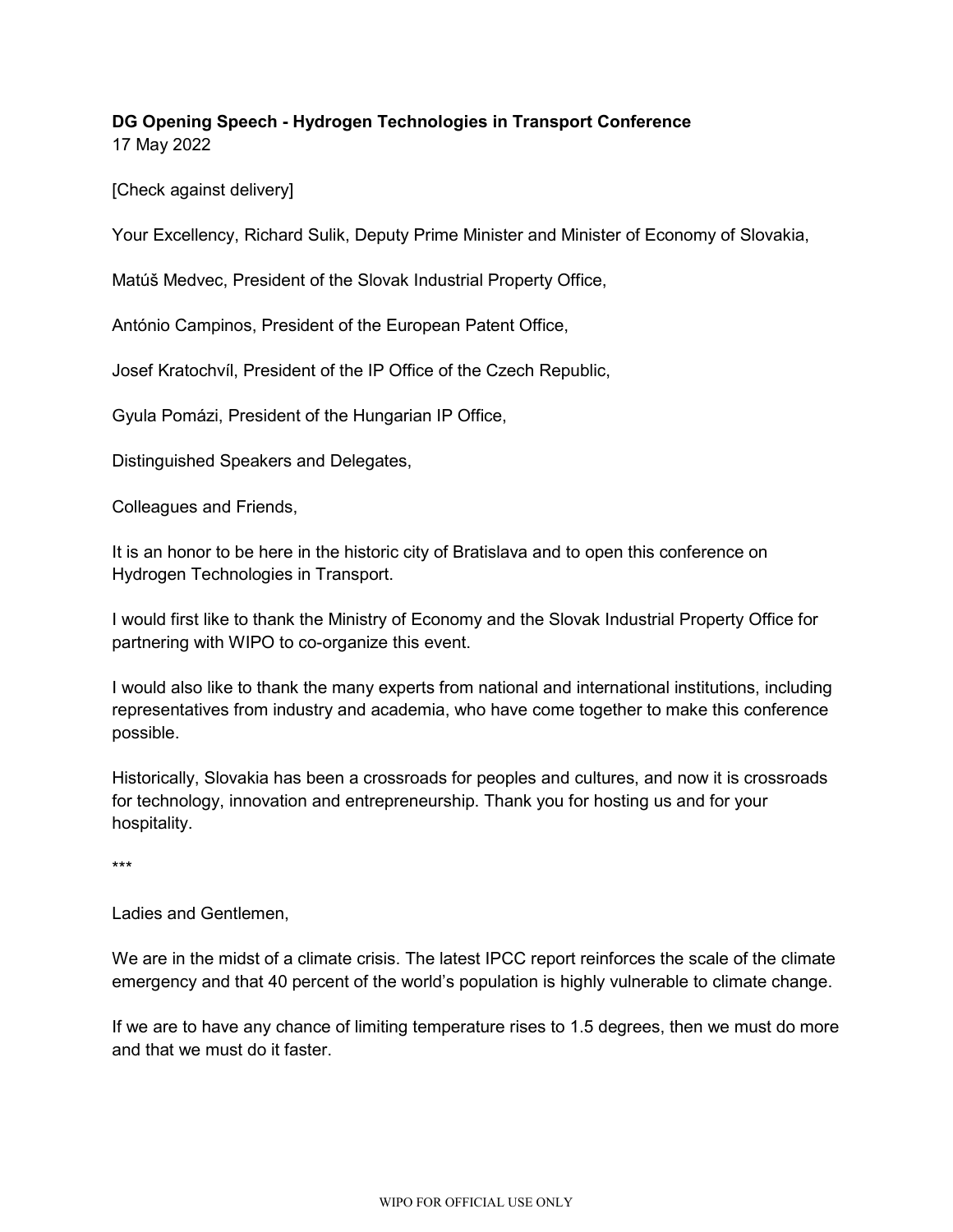**DG Opening Speech - Hydrogen Technologies in Transport Conference**
17 May 2022

[Check against delivery]

Your Excellency, Richard Sulik, Deputy Prime Minister and Minister of Economy of Slovakia,

Matúš Medvec, President of the Slovak Industrial Property Office,

António Campinos, President of the European Patent Office,

Josef Kratochvíl, President of the IP Office of the Czech Republic,

Gyula Pomázi, President of the Hungarian IP Office,

Distinguished Speakers and Delegates,

Colleagues and Friends,

It is an honor to be here in the historic city of Bratislava and to open this conference on Hydrogen Technologies in Transport.

I would first like to thank the Ministry of Economy and the Slovak Industrial Property Office for partnering with WIPO to co-organize this event.

I would also like to thank the many experts from national and international institutions, including representatives from industry and academia, who have come together to make this conference possible.

Historically, Slovakia has been a crossroads for peoples and cultures, and now it is crossroads for technology, innovation and entrepreneurship. Thank you for hosting us and for your hospitality.

***

Ladies and Gentlemen,

We are in the midst of a climate crisis. The latest IPCC report reinforces the scale of the climate emergency and that 40 percent of the world's population is highly vulnerable to climate change.

If we are to have any chance of limiting temperature rises to 1.5 degrees, then we must do more and that we must do it faster.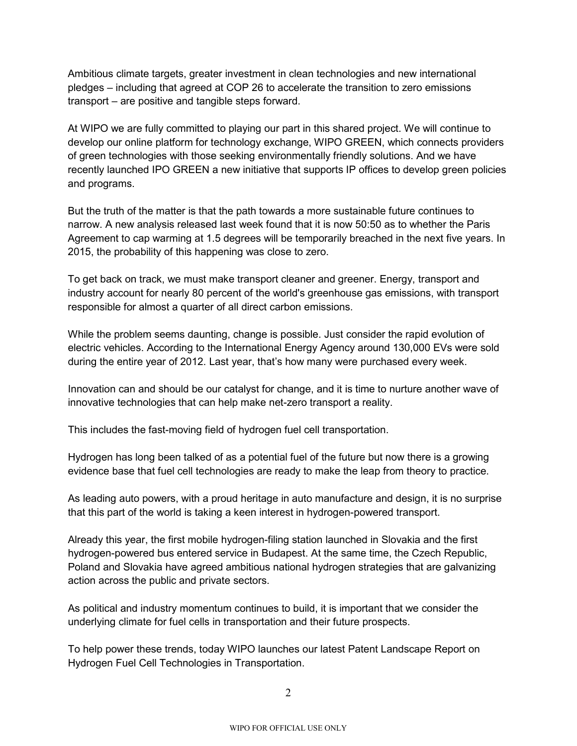Ambitious climate targets, greater investment in clean technologies and new international pledges – including that agreed at COP 26 to accelerate the transition to zero emissions transport – are positive and tangible steps forward.

At WIPO we are fully committed to playing our part in this shared project. We will continue to develop our online platform for technology exchange, WIPO GREEN, which connects providers of green technologies with those seeking environmentally friendly solutions. And we have recently launched IPO GREEN a new initiative that supports IP offices to develop green policies and programs.

But the truth of the matter is that the path towards a more sustainable future continues to narrow. A new analysis released last week found that it is now 50:50 as to whether the Paris Agreement to cap warming at 1.5 degrees will be temporarily breached in the next five years. In 2015, the probability of this happening was close to zero.

To get back on track, we must make transport cleaner and greener. Energy, transport and industry account for nearly 80 percent of the world's greenhouse gas emissions, with transport responsible for almost a quarter of all direct carbon emissions.

While the problem seems daunting, change is possible. Just consider the rapid evolution of electric vehicles. According to the International Energy Agency around 130,000 EVs were sold during the entire year of 2012. Last year, that's how many were purchased every week.

Innovation can and should be our catalyst for change, and it is time to nurture another wave of innovative technologies that can help make net-zero transport a reality.

This includes the fast-moving field of hydrogen fuel cell transportation.

Hydrogen has long been talked of as a potential fuel of the future but now there is a growing evidence base that fuel cell technologies are ready to make the leap from theory to practice.

As leading auto powers, with a proud heritage in auto manufacture and design, it is no surprise that this part of the world is taking a keen interest in hydrogen-powered transport.

Already this year, the first mobile hydrogen-filing station launched in Slovakia and the first hydrogen-powered bus entered service in Budapest. At the same time, the Czech Republic, Poland and Slovakia have agreed ambitious national hydrogen strategies that are galvanizing action across the public and private sectors.

As political and industry momentum continues to build, it is important that we consider the underlying climate for fuel cells in transportation and their future prospects.

To help power these trends, today WIPO launches our latest Patent Landscape Report on Hydrogen Fuel Cell Technologies in Transportation.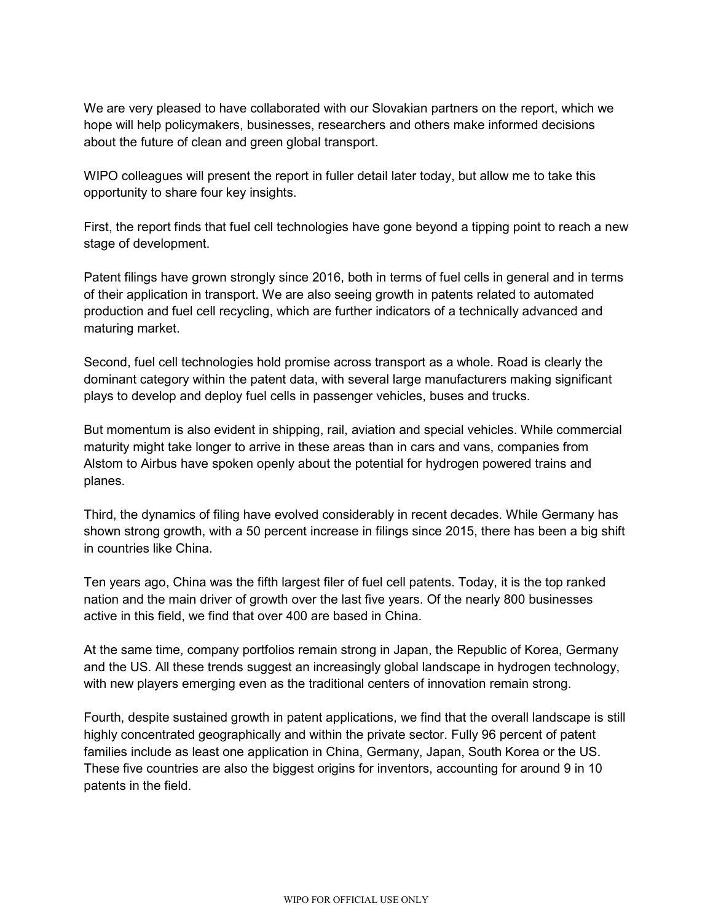We are very pleased to have collaborated with our Slovakian partners on the report, which we hope will help policymakers, businesses, researchers and others make informed decisions about the future of clean and green global transport.

WIPO colleagues will present the report in fuller detail later today, but allow me to take this opportunity to share four key insights.

First, the report finds that fuel cell technologies have gone beyond a tipping point to reach a new stage of development.

Patent filings have grown strongly since 2016, both in terms of fuel cells in general and in terms of their application in transport. We are also seeing growth in patents related to automated production and fuel cell recycling, which are further indicators of a technically advanced and maturing market.

Second, fuel cell technologies hold promise across transport as a whole. Road is clearly the dominant category within the patent data, with several large manufacturers making significant plays to develop and deploy fuel cells in passenger vehicles, buses and trucks.

But momentum is also evident in shipping, rail, aviation and special vehicles. While commercial maturity might take longer to arrive in these areas than in cars and vans, companies from Alstom to Airbus have spoken openly about the potential for hydrogen powered trains and planes.

Third, the dynamics of filing have evolved considerably in recent decades. While Germany has shown strong growth, with a 50 percent increase in filings since 2015, there has been a big shift in countries like China.

Ten years ago, China was the fifth largest filer of fuel cell patents. Today, it is the top ranked nation and the main driver of growth over the last five years. Of the nearly 800 businesses active in this field, we find that over 400 are based in China.

At the same time, company portfolios remain strong in Japan, the Republic of Korea, Germany and the US. All these trends suggest an increasingly global landscape in hydrogen technology, with new players emerging even as the traditional centers of innovation remain strong.

Fourth, despite sustained growth in patent applications, we find that the overall landscape is still highly concentrated geographically and within the private sector. Fully 96 percent of patent families include as least one application in China, Germany, Japan, South Korea or the US. These five countries are also the biggest origins for inventors, accounting for around 9 in 10 patents in the field.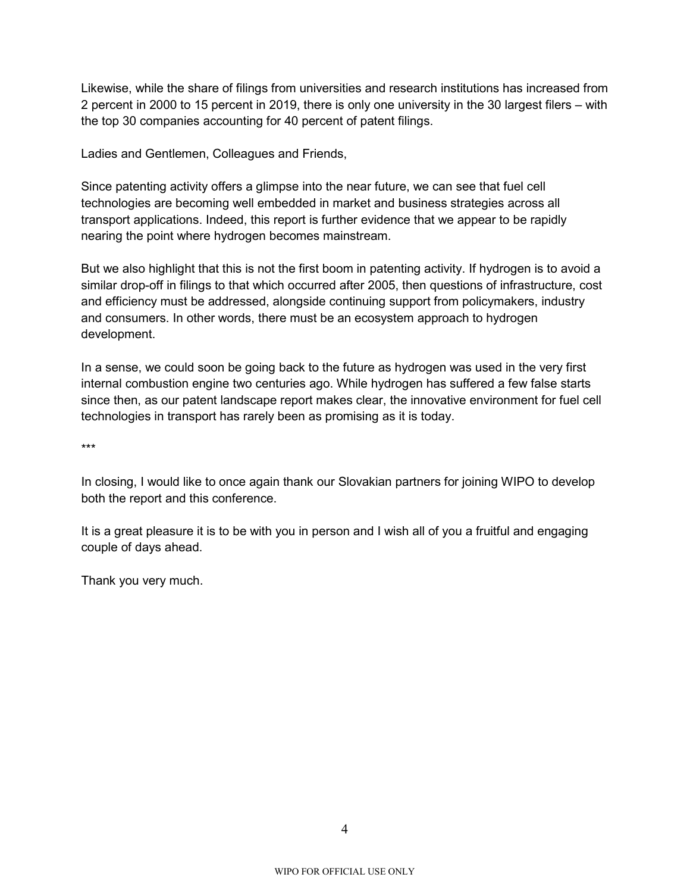Likewise, while the share of filings from universities and research institutions has increased from 2 percent in 2000 to 15 percent in 2019, there is only one university in the 30 largest filers – with the top 30 companies accounting for 40 percent of patent filings.

Ladies and Gentlemen, Colleagues and Friends,

Since patenting activity offers a glimpse into the near future, we can see that fuel cell technologies are becoming well embedded in market and business strategies across all transport applications. Indeed, this report is further evidence that we appear to be rapidly nearing the point where hydrogen becomes mainstream.

But we also highlight that this is not the first boom in patenting activity. If hydrogen is to avoid a similar drop-off in filings to that which occurred after 2005, then questions of infrastructure, cost and efficiency must be addressed, alongside continuing support from policymakers, industry and consumers. In other words, there must be an ecosystem approach to hydrogen development.

In a sense, we could soon be going back to the future as hydrogen was used in the very first internal combustion engine two centuries ago. While hydrogen has suffered a few false starts since then, as our patent landscape report makes clear, the innovative environment for fuel cell technologies in transport has rarely been as promising as it is today.

***

In closing, I would like to once again thank our Slovakian partners for joining WIPO to develop both the report and this conference.

It is a great pleasure it is to be with you in person and I wish all of you a fruitful and engaging couple of days ahead.

Thank you very much.